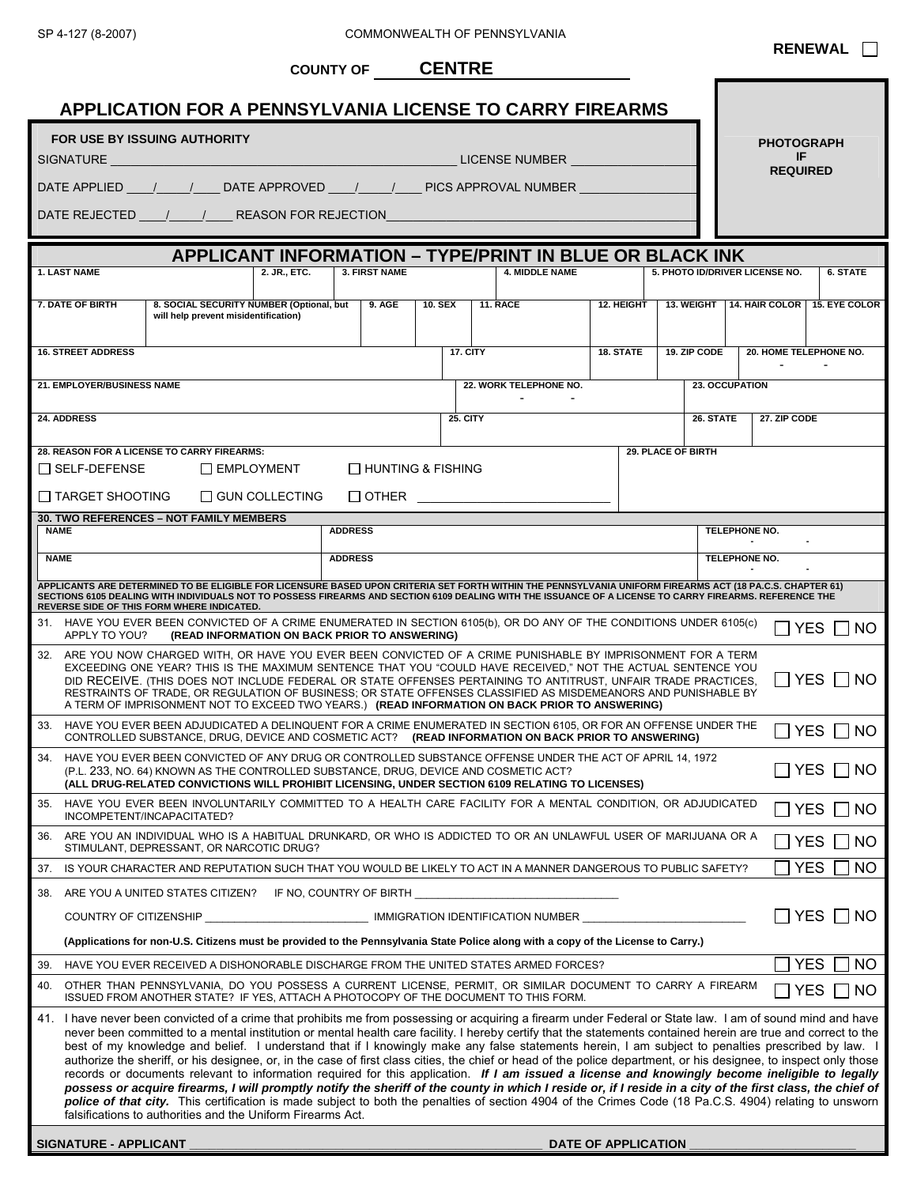SP 4-127 (8-2007)

COMMONWEALTH OF PENNSYLVANIA

**RENEWAL** ☐

**COUNTY OF** CENTRE

# APPLICATION FOR A PENNSYLVANIA LICENSE TO CARRY FIREARMS

**FOR USE BY ISSUING AUTHORITY**

SIGNATURE ______________________ LICENSE NUMBER ____________

DATE APPLIED ___/___/___ DATE APPROVED ___/___/___ PICS APPROVAL NUMBER ____________

DATE REJECTED ___/___/___ REASON FOR REJECTION ______________________

**PHOTOGRAPH IF REQUIRED**

## APPLICANT INFORMATION – TYPE/PRINT IN BLUE OR BLACK INK

| 1. LAST NAME | 2. JR., ETC. | 3. FIRST NAME | 4. MIDDLE NAME | 5. PHOTO ID/DRIVER LICENSE NO. | 6. STATE |
|---|---|---|---|---|---|
| | | | | | |

| 7. DATE OF BIRTH | 8. SOCIAL SECURITY NUMBER (Optional, but will help prevent misidentification) | 9. AGE | 10. SEX | 11. RACE | 12. HEIGHT | 13. WEIGHT | 14. HAIR COLOR | 15. EYE COLOR |
|---|---|---|---|---|---|---|---|---|
| | | | | | | | | |

| 16. STREET ADDRESS | 17. CITY | 18. STATE | 19. ZIP CODE | 20. HOME TELEPHONE NO. |
|---|---|---|---|---|
| | | | | - - |

| 21. EMPLOYER/BUSINESS NAME | 22. WORK TELEPHONE NO. | 23. OCCUPATION |
|---|---|---|
| | - - | |

| 24. ADDRESS | 25. CITY | 26. STATE | 27. ZIP CODE |
|---|---|---|---|
| | | | |

**28. REASON FOR A LICENSE TO CARRY FIREARMS:**

☐ SELF-DEFENSE ☐ EMPLOYMENT ☐ HUNTING & FISHING

☐ TARGET SHOOTING ☐ GUN COLLECTING ☐ OTHER ____________

**29. PLACE OF BIRTH**

**30. TWO REFERENCES – NOT FAMILY MEMBERS**

| NAME | ADDRESS | TELEPHONE NO. |
|---|---|---|
| | | - - |
| | | - - |

**APPLICANTS ARE DETERMINED TO BE ELIGIBLE FOR LICENSURE BASED UPON CRITERIA SET FORTH WITHIN THE PENNSYLVANIA UNIFORM FIREARMS ACT (18 PA.C.S. CHAPTER 61) SECTIONS 6105 DEALING WITH INDIVIDUALS NOT TO POSSESS FIREARMS AND SECTION 6109 DEALING WITH THE ISSUANCE OF A LICENSE TO CARRY FIREARMS. REFERENCE THE REVERSE SIDE OF THIS FORM WHERE INDICATED.**

31. HAVE YOU EVER BEEN CONVICTED OF A CRIME ENUMERATED IN SECTION 6105(b), OR DO ANY OF THE CONDITIONS UNDER 6105(c) APPLY TO YOU? **(READ INFORMATION ON BACK PRIOR TO ANSWERING)** ☐ YES ☐ NO

32. ARE YOU NOW CHARGED WITH, OR HAVE YOU EVER BEEN CONVICTED OF A CRIME PUNISHABLE BY IMPRISONMENT FOR A TERM EXCEEDING ONE YEAR? THIS IS THE MAXIMUM SENTENCE THAT YOU "COULD HAVE RECEIVED," NOT THE ACTUAL SENTENCE YOU DID RECEIVE. (THIS DOES NOT INCLUDE FEDERAL OR STATE OFFENSES PERTAINING TO ANTITRUST, UNFAIR TRADE PRACTICES, RESTRAINTS OF TRADE, OR REGULATION OF BUSINESS; OR STATE OFFENSES CLASSIFIED AS MISDEMEANORS AND PUNISHABLE BY A TERM OF IMPRISONMENT NOT TO EXCEED TWO YEARS.) **(READ INFORMATION ON BACK PRIOR TO ANSWERING)** ☐ YES ☐ NO

33. HAVE YOU EVER BEEN ADJUDICATED A DELINQUENT FOR A CRIME ENUMERATED IN SECTION 6105, OR FOR AN OFFENSE UNDER THE CONTROLLED SUBSTANCE, DRUG, DEVICE AND COSMETIC ACT? **(READ INFORMATION ON BACK PRIOR TO ANSWERING)** ☐ YES ☐ NO

34. HAVE YOU EVER BEEN CONVICTED OF ANY DRUG OR CONTROLLED SUBSTANCE OFFENSE UNDER THE ACT OF APRIL 14, 1972 (P.L. 233, NO. 64) KNOWN AS THE CONTROLLED SUBSTANCE, DRUG, DEVICE AND COSMETIC ACT? **(ALL DRUG-RELATED CONVICTIONS WILL PROHIBIT LICENSING, UNDER SECTION 6109 RELATING TO LICENSES)** ☐ YES ☐ NO

35. HAVE YOU EVER BEEN INVOLUNTARILY COMMITTED TO A HEALTH CARE FACILITY FOR A MENTAL CONDITION, OR ADJUDICATED INCOMPETENT/INCAPACITATED? ☐ YES ☐ NO

36. ARE YOU AN INDIVIDUAL WHO IS A HABITUAL DRUNKARD, OR WHO IS ADDICTED TO OR AN UNLAWFUL USER OF MARIJUANA OR A STIMULANT, DEPRESSANT, OR NARCOTIC DRUG? ☐ YES ☐ NO

37. IS YOUR CHARACTER AND REPUTATION SUCH THAT YOU WOULD BE LIKELY TO ACT IN A MANNER DANGEROUS TO PUBLIC SAFETY? ☐ YES ☐ NO

38. ARE YOU A UNITED STATES CITIZEN? IF NO, COUNTRY OF BIRTH ____________

COUNTRY OF CITIZENSHIP ____________ IMMIGRATION IDENTIFICATION NUMBER ____________ ☐ YES ☐ NO

**(Applications for non-U.S. Citizens must be provided to the Pennsylvania State Police along with a copy of the License to Carry.)**

39. HAVE YOU EVER RECEIVED A DISHONORABLE DISCHARGE FROM THE UNITED STATES ARMED FORCES? ☐ YES ☐ NO

40. OTHER THAN PENNSYLVANIA, DO YOU POSSESS A CURRENT LICENSE, PERMIT, OR SIMILAR DOCUMENT TO CARRY A FIREARM ISSUED FROM ANOTHER STATE? IF YES, ATTACH A PHOTOCOPY OF THE DOCUMENT TO THIS FORM. ☐ YES ☐ NO

41. I have never been convicted of a crime that prohibits me from possessing or acquiring a firearm under Federal or State law. I am of sound mind and have never been committed to a mental institution or mental health care facility. I hereby certify that the statements contained herein are true and correct to the best of my knowledge and belief. I understand that if I knowingly make any false statements herein, I am subject to penalties prescribed by law. I authorize the sheriff, or his designee, or, in the case of first class cities, the chief or head of the police department, or his designee, to inspect only those records or documents relevant to information required for this application. ***If I am issued a license and knowingly become ineligible to legally possess or acquire firearms, I will promptly notify the sheriff of the county in which I reside or, if I reside in a city of the first class, the chief of police of that city.*** This certification is made subject to both the penalties of section 4904 of the Crimes Code (18 Pa.C.S. 4904) relating to unsworn falsifications to authorities and the Uniform Firearms Act.

**SIGNATURE - APPLICANT** ______________________ **DATE OF APPLICATION** ____________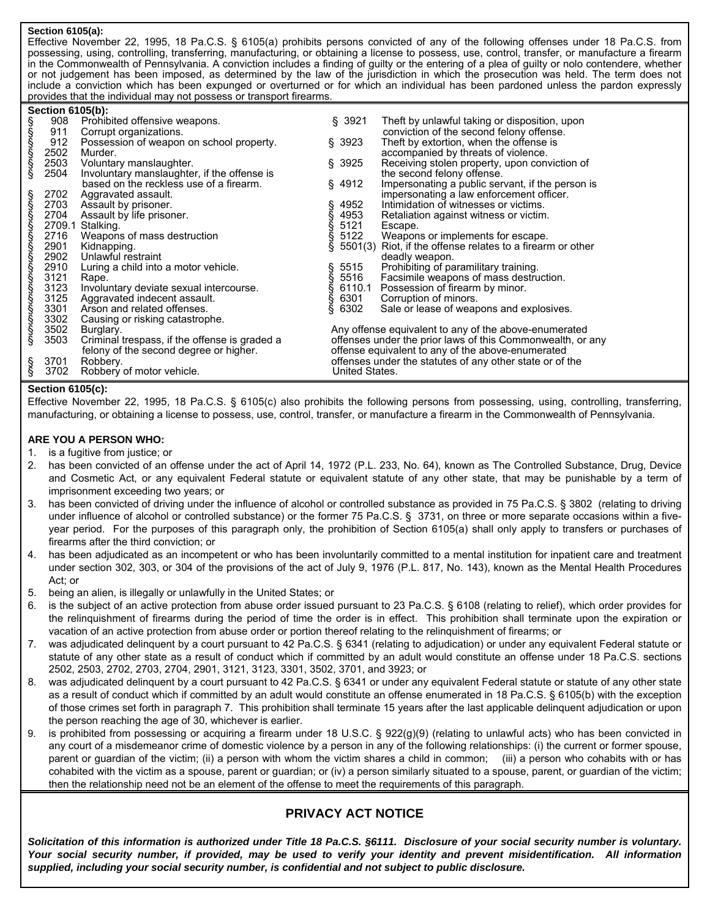**Section 6105(a):**

Effective November 22, 1995, 18 Pa.C.S. § 6105(a) prohibits persons convicted of any of the following offenses under 18 Pa.C.S. from possessing, using, controlling, transferring, manufacturing, or obtaining a license to possess, use, control, transfer, or manufacture a firearm in the Commonwealth of Pennsylvania. A conviction includes a finding of guilty or the entering of a plea of guilty or nolo contendere, whether or not judgement has been imposed, as determined by the law of the jurisdiction in which the prosecution was held. The term does not include a conviction which has been expunged or overturned or for which an individual has been pardoned unless the pardon expressly provides that the individual may not possess or transport firearms.

**Section 6105(b):**

- § 908 Prohibited offensive weapons.
- § 911 Corrupt organizations.
- § 912 Possession of weapon on school property.
- § 2502 Murder.
- § 2503 Voluntary manslaughter.
- § 2504 Involuntary manslaughter, if the offense is based on the reckless use of a firearm.
- § 2702 Aggravated assault.
- § 2703 Assault by prisoner.
- § 2704 Assault by life prisoner.
- § 2709.1 Stalking.
- § 2716 Weapons of mass destruction
- § 2901 Kidnapping.
- § 2902 Unlawful restraint
- § 2910 Luring a child into a motor vehicle.
- § 3121 Rape.
- § 3123 Involuntary deviate sexual intercourse.
- § 3125 Aggravated indecent assault.
- § 3301 Arson and related offenses.
- § 3302 Causing or risking catastrophe.
- § 3502 Burglary.
- § 3503 Criminal trespass, if the offense is graded a felony of the second degree or higher.
- § 3701 Robbery.
- § 3702 Robbery of motor vehicle.
- § 3921 Theft by unlawful taking or disposition, upon conviction of the second felony offense.
- § 3923 Theft by extortion, when the offense is accompanied by threats of violence.
- § 3925 Receiving stolen property, upon conviction of the second felony offense.
- § 4912 Impersonating a public servant, if the person is impersonating a law enforcement officer.
- § 4952 Intimidation of witnesses or victims.
- § 4953 Retaliation against witness or victim.
- § 5121 Escape.
- § 5122 Weapons or implements for escape.
- § 5501(3) Riot, if the offense relates to a firearm or other deadly weapon.
- § 5515 Prohibiting of paramilitary training.
- § 5516 Facsimile weapons of mass destruction.
- § 6110.1 Possession of firearm by minor.
- § 6301 Corruption of minors.
- § 6302 Sale or lease of weapons and explosives.

Any offense equivalent to any of the above-enumerated offenses under the prior laws of this Commonwealth, or any offense equivalent to any of the above-enumerated offenses under the statutes of any other state or of the United States.

**Section 6105(c):**

Effective November 22, 1995, 18 Pa.C.S. § 6105(c) also prohibits the following persons from possessing, using, controlling, transferring, manufacturing, or obtaining a license to possess, use, control, transfer, or manufacture a firearm in the Commonwealth of Pennsylvania.

**ARE YOU A PERSON WHO:**

1. is a fugitive from justice; or
2. has been convicted of an offense under the act of April 14, 1972 (P.L. 233, No. 64), known as The Controlled Substance, Drug, Device and Cosmetic Act, or any equivalent Federal statute or equivalent statute of any other state, that may be punishable by a term of imprisonment exceeding two years; or
3. has been convicted of driving under the influence of alcohol or controlled substance as provided in 75 Pa.C.S. § 3802 (relating to driving under influence of alcohol or controlled substance) or the former 75 Pa.C.S. § 3731, on three or more separate occasions within a five-year period. For the purposes of this paragraph only, the prohibition of Section 6105(a) shall only apply to transfers or purchases of firearms after the third conviction; or
4. has been adjudicated as an incompetent or who has been involuntarily committed to a mental institution for inpatient care and treatment under section 302, 303, or 304 of the provisions of the act of July 9, 1976 (P.L. 817, No. 143), known as the Mental Health Procedures Act; or
5. being an alien, is illegally or unlawfully in the United States; or
6. is the subject of an active protection from abuse order issued pursuant to 23 Pa.C.S. § 6108 (relating to relief), which order provides for the relinquishment of firearms during the period of time the order is in effect. This prohibition shall terminate upon the expiration or vacation of an active protection from abuse order or portion thereof relating to the relinquishment of firearms; or
7. was adjudicated delinquent by a court pursuant to 42 Pa.C.S. § 6341 (relating to adjudication) or under any equivalent Federal statute or statute of any other state as a result of conduct which if committed by an adult would constitute an offense under 18 Pa.C.S. sections 2502, 2503, 2702, 2703, 2704, 2901, 3121, 3123, 3301, 3502, 3701, and 3923; or
8. was adjudicated delinquent by a court pursuant to 42 Pa.C.S. § 6341 or under any equivalent Federal statute or statute of any other state as a result of conduct which if committed by an adult would constitute an offense enumerated in 18 Pa.C.S. § 6105(b) with the exception of those crimes set forth in paragraph 7. This prohibition shall terminate 15 years after the last applicable delinquent adjudication or upon the person reaching the age of 30, whichever is earlier.
9. is prohibited from possessing or acquiring a firearm under 18 U.S.C. § 922(g)(9) (relating to unlawful acts) who has been convicted in any court of a misdemeanor crime of domestic violence by a person in any of the following relationships: (i) the current or former spouse, parent or guardian of the victim; (ii) a person with whom the victim shares a child in common; (iii) a person who cohabits with or has cohabited with the victim as a spouse, parent or guardian; or (iv) a person similarly situated to a spouse, parent, or guardian of the victim; then the relationship need not be an element of the offense to meet the requirements of this paragraph.

## PRIVACY ACT NOTICE

***Solicitation of this information is authorized under Title 18 Pa.C.S. §6111. Disclosure of your social security number is voluntary. Your social security number, if provided, may be used to verify your identity and prevent misidentification. All information supplied, including your social security number, is confidential and not subject to public disclosure.***